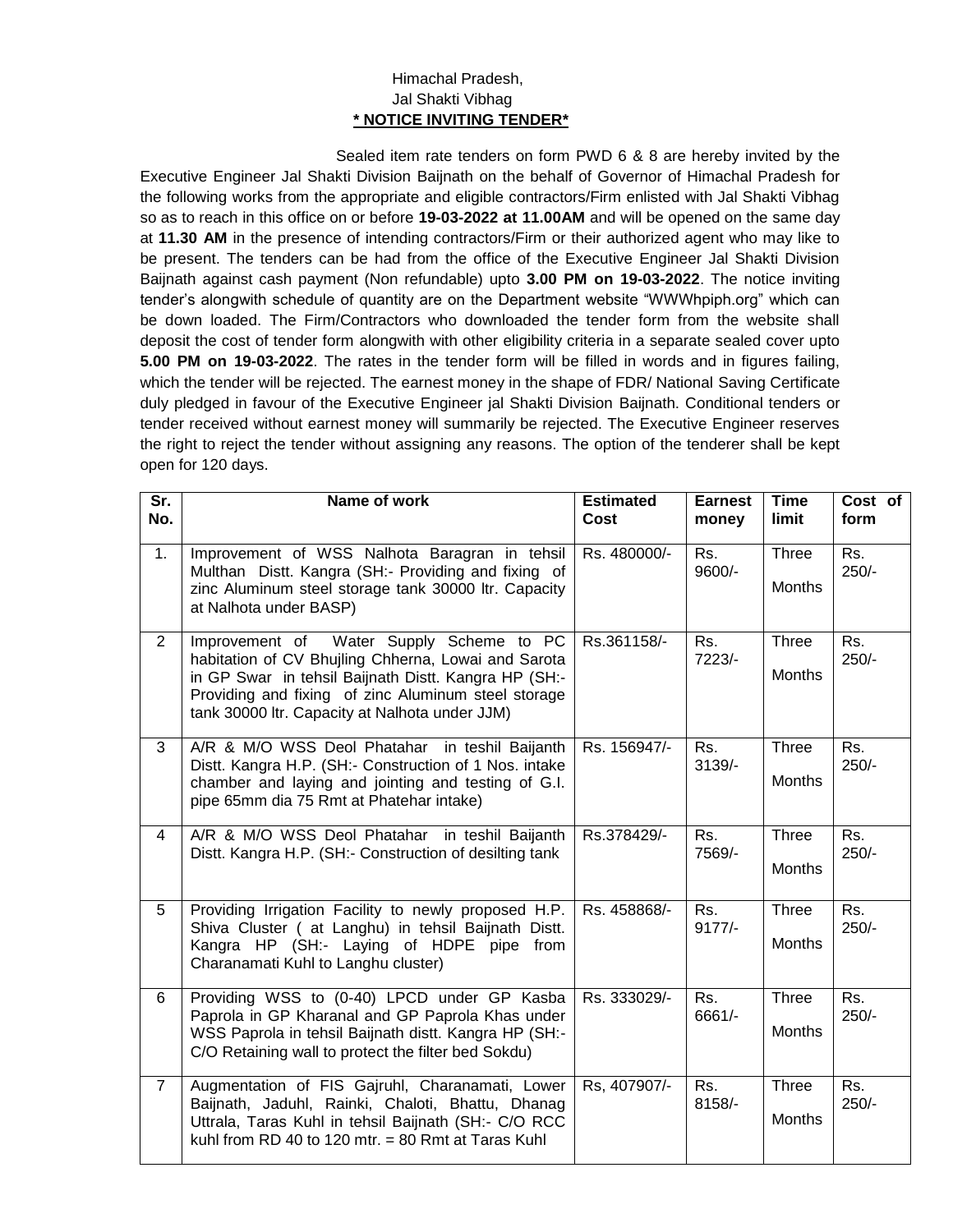Himachal Pradesh,
Jal Shakti Vibhag
**\* NOTICE INVITING TENDER\***

Sealed item rate tenders on form PWD 6 & 8 are hereby invited by the Executive Engineer Jal Shakti Division Baijnath on the behalf of Governor of Himachal Pradesh for the following works from the appropriate and eligible contractors/Firm enlisted with Jal Shakti Vibhag so as to reach in this office on or before **19-03-2022 at 11.00AM** and will be opened on the same day at **11.30 AM** in the presence of intending contractors/Firm or their authorized agent who may like to be present. The tenders can be had from the office of the Executive Engineer Jal Shakti Division Baijnath against cash payment (Non refundable) upto **3.00 PM on 19-03-2022**. The notice inviting tender's alongwith schedule of quantity are on the Department website "WWWhpiph.org" which can be down loaded. The Firm/Contractors who downloaded the tender form from the website shall deposit the cost of tender form alongwith with other eligibility criteria in a separate sealed cover upto **5.00 PM on 19-03-2022**. The rates in the tender form will be filled in words and in figures failing, which the tender will be rejected. The earnest money in the shape of FDR/ National Saving Certificate duly pledged in favour of the Executive Engineer jal Shakti Division Baijnath. Conditional tenders or tender received without earnest money will summarily be rejected. The Executive Engineer reserves the right to reject the tender without assigning any reasons. The option of the tenderer shall be kept open for 120 days.

| Sr. No. | Name of work | Estimated Cost | Earnest money | Time limit | Cost of form |
|---|---|---|---|---|---|
| 1. | Improvement of WSS Nalhota Baragran in tehsil Multhan Distt. Kangra (SH:- Providing and fixing of zinc Aluminum steel storage tank 30000 ltr. Capacity at Nalhota under BASP) | Rs. 480000/- | Rs. 9600/- | Three Months | Rs. 250/- |
| 2 | Improvement of Water Supply Scheme to PC habitation of CV Bhujling Chherna, Lowai and Sarota in GP Swar in tehsil Baijnath Distt. Kangra HP (SH:- Providing and fixing of zinc Aluminum steel storage tank 30000 ltr. Capacity at Nalhota under JJM) | Rs.361158/- | Rs. 7223/- | Three Months | Rs. 250/- |
| 3 | A/R & M/O WSS Deol Phatahar in teshil Baijanth Distt. Kangra H.P. (SH:- Construction of 1 Nos. intake chamber and laying and jointing and testing of G.I. pipe 65mm dia 75 Rmt at Phatehar intake) | Rs. 156947/- | Rs. 3139/- | Three Months | Rs. 250/- |
| 4 | A/R & M/O WSS Deol Phatahar in teshil Baijanth Distt. Kangra H.P. (SH:- Construction of desilting tank | Rs.378429/- | Rs. 7569/- | Three Months | Rs. 250/- |
| 5 | Providing Irrigation Facility to newly proposed H.P. Shiva Cluster ( at Langhu) in tehsil Baijnath Distt. Kangra HP (SH:- Laying of HDPE pipe from Charanamati Kuhl to Langhu cluster) | Rs. 458868/- | Rs. 9177/- | Three Months | Rs. 250/- |
| 6 | Providing WSS to (0-40) LPCD under GP Kasba Paprola in GP Kharanal and GP Paprola Khas under WSS Paprola in tehsil Baijnath distt. Kangra HP (SH:- C/O Retaining wall to protect the filter bed Sokdu) | Rs. 333029/- | Rs. 6661/- | Three Months | Rs. 250/- |
| 7 | Augmentation of FIS Gajruhl, Charanamati, Lower Baijnath, Jaduhl, Rainki, Chaloti, Bhattu, Dhanag Uttrala, Taras Kuhl in tehsil Baijnath (SH:- C/O RCC kuhl from RD 40 to 120 mtr. = 80 Rmt at Taras Kuhl | Rs, 407907/- | Rs. 8158/- | Three Months | Rs. 250/- |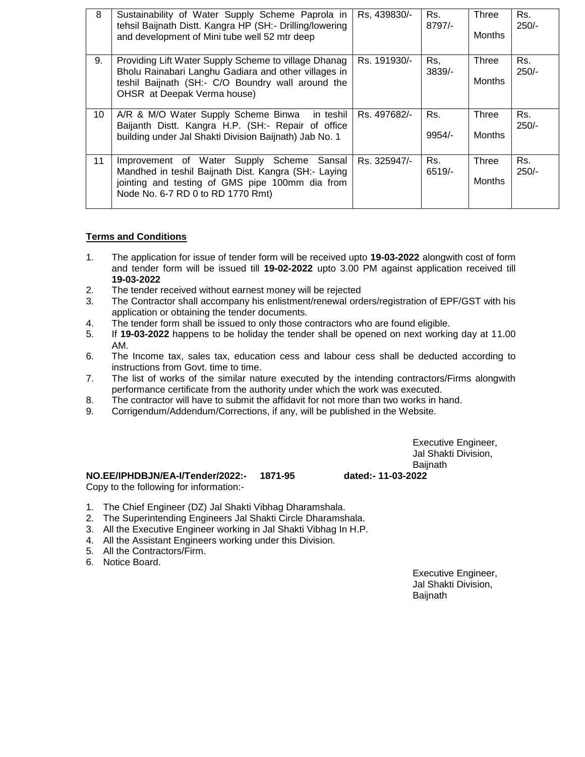| | | | | | |
|---|---|---|---|---|---|
| 8 | Sustainability of Water Supply Scheme Paprola in tehsil Baijnath Distt. Kangra HP (SH:- Drilling/lowering and development of Mini tube well 52 mtr deep | Rs, 439830/- | Rs. 8797/- | Three Months | Rs. 250/- |
| 9. | Providing Lift Water Supply Scheme to village Dhanag Bholu Rainabari Langhu Gadiara and other villages in teshil Baijnath (SH:- C/O Boundry wall around the OHSR at Deepak Verma house) | Rs. 191930/- | Rs, 3839/- | Three Months | Rs. 250/- |
| 10 | A/R & M/O Water Supply Scheme Binwa in teshil Baijanth Distt. Kangra H.P. (SH:- Repair of office building under Jal Shakti Division Baijnath) Jab No. 1 | Rs. 497682/- | Rs. 9954/- | Three Months | Rs. 250/- |
| 11 | Improvement of Water Supply Scheme Sansal Mandhed in teshil Baijnath Dist. Kangra (SH:- Laying jointing and testing of GMS pipe 100mm dia from Node No. 6-7 RD 0 to RD 1770 Rmt) | Rs. 325947/- | Rs. 6519/- | Three Months | Rs. 250/- |

## Terms and Conditions

1. The application for issue of tender form will be received upto **19-03-2022** alongwith cost of form and tender form will be issued till **19-02-2022** upto 3.00 PM against application received till **19-03-2022**
2. The tender received without earnest money will be rejected
3. The Contractor shall accompany his enlistment/renewal orders/registration of EPF/GST with his application or obtaining the tender documents.
4. The tender form shall be issued to only those contractors who are found eligible.
5. If **19-03-2022** happens to be holiday the tender shall be opened on next working day at 11.00 AM.
6. The Income tax, sales tax, education cess and labour cess shall be deducted according to instructions from Govt. time to time.
7. The list of works of the similar nature executed by the intending contractors/Firms alongwith performance certificate from the authority under which the work was executed.
8. The contractor will have to submit the affidavit for not more than two works in hand.
9. Corrigendum/Addendum/Corrections, if any, will be published in the Website.

Executive Engineer,
Jal Shakti Division,
Baijnath

**NO.EE/IPHDBJN/EA-I/Tender/2022:- 1871-95 dated:- 11-03-2022**

Copy to the following for information:-

1. The Chief Engineer (DZ) Jal Shakti Vibhag Dharamshala.
2. The Superintending Engineers Jal Shakti Circle Dharamshala.
3. All the Executive Engineer working in Jal Shakti Vibhag In H.P.
4. All the Assistant Engineers working under this Division.
5. All the Contractors/Firm.
6. Notice Board.

Executive Engineer,
Jal Shakti Division,
Baijnath